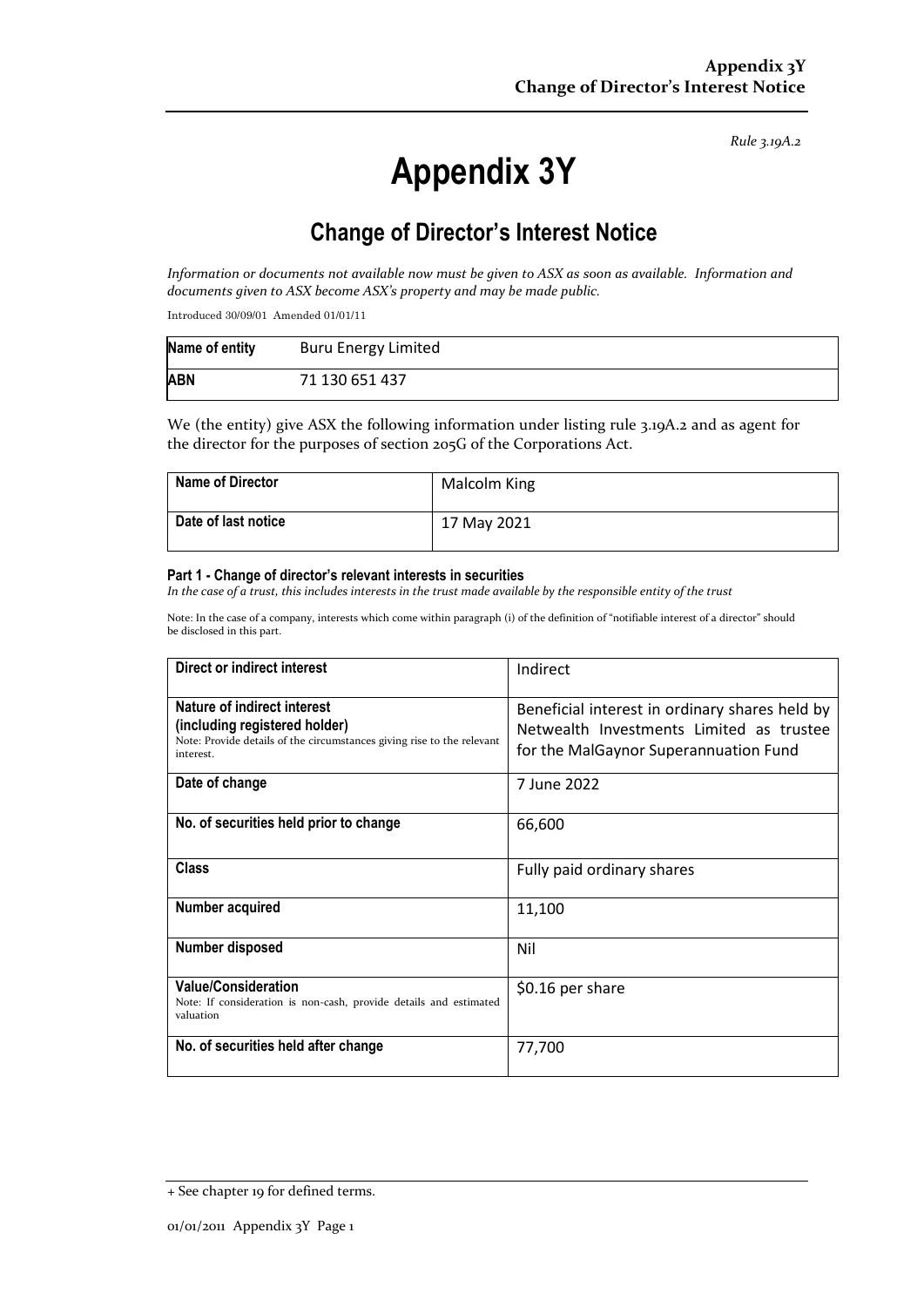*Rule 3.19A.2*

# Appendix 3Y

## Change of Director's Interest Notice

*Information or documents not available now must be given to ASX as soon as available. Information and documents given to ASX become ASX's property and may be made public.*

Introduced 30/09/01 Amended 01/01/11

| | |
|---|---|
| **Name of entity** | Buru Energy Limited |
| **ABN** | 71 130 651 437 |

We (the entity) give ASX the following information under listing rule 3.19A.2 and as agent for the director for the purposes of section 205G of the Corporations Act.

| | |
|---|---|
| **Name of Director** | Malcolm King |
| **Date of last notice** | 17 May 2021 |

#### Part 1 - Change of director's relevant interests in securities

*In the case of a trust, this includes interests in the trust made available by the responsible entity of the trust*

Note: In the case of a company, interests which come within paragraph (i) of the definition of "notifiable interest of a director" should be disclosed in this part.

| | |
|---|---|
| **Direct or indirect interest** | Indirect |
| **Nature of indirect interest (including registered holder)**<br>Note: Provide details of the circumstances giving rise to the relevant interest. | Beneficial interest in ordinary shares held by Netwealth Investments Limited as trustee for the MalGaynor Superannuation Fund |
| **Date of change** | 7 June 2022 |
| **No. of securities held prior to change** | 66,600 |
| **Class** | Fully paid ordinary shares |
| **Number acquired** | 11,100 |
| **Number disposed** | Nil |
| **Value/Consideration**<br>Note: If consideration is non-cash, provide details and estimated valuation | $0.16 per share |
| **No. of securities held after change** | 77,700 |

+ See chapter 19 for defined terms.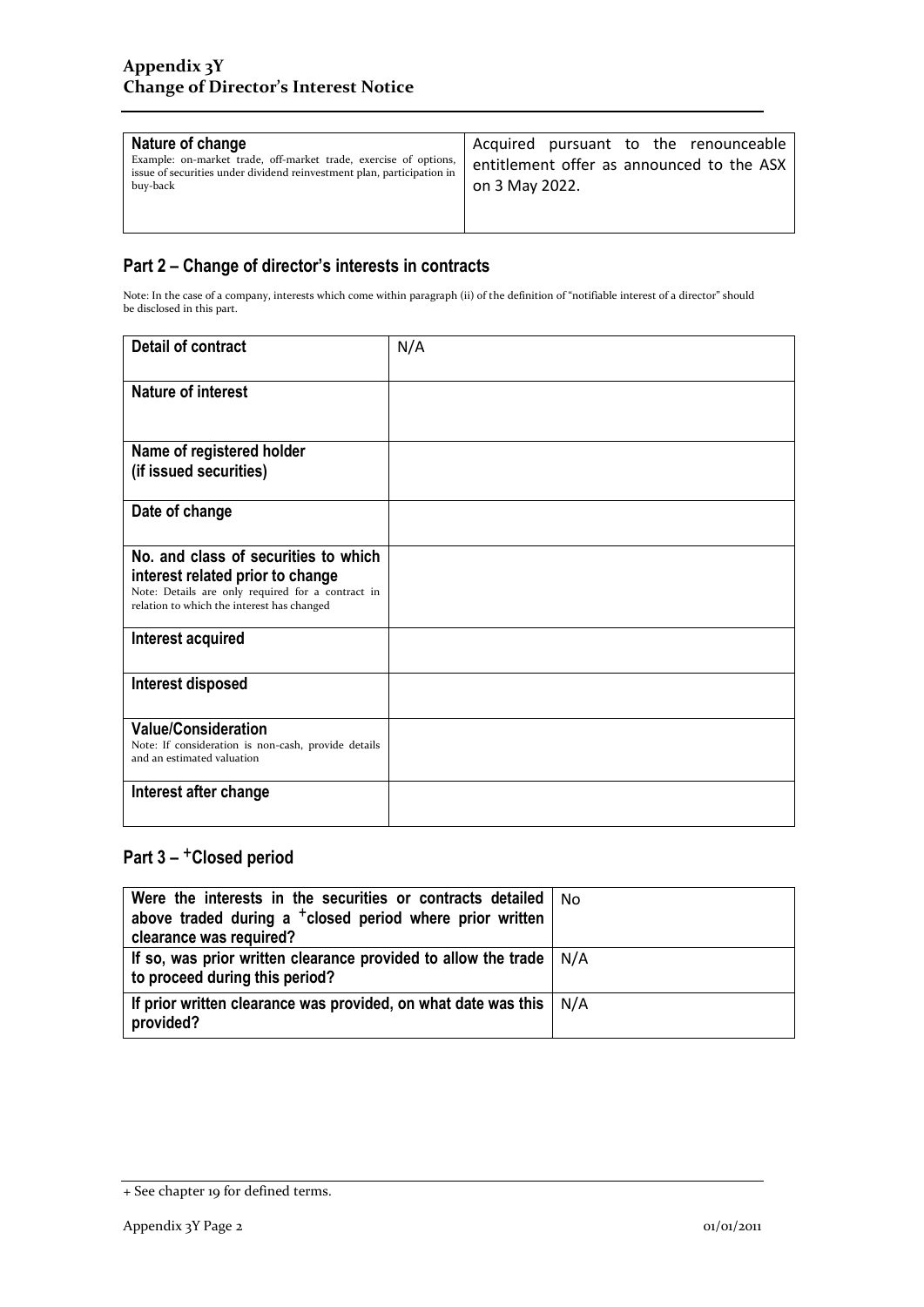| | |
|---|---|
| **Nature of change**<br>Example: on-market trade, off-market trade, exercise of options, issue of securities under dividend reinvestment plan, participation in buy-back | Acquired pursuant to the renounceable entitlement offer as announced to the ASX on 3 May 2022. |

## Part 2 – Change of director's interests in contracts

Note: In the case of a company, interests which come within paragraph (ii) of the definition of "notifiable interest of a director" should be disclosed in this part.

| | |
|---|---|
| **Detail of contract** | N/A |
| **Nature of interest** | |
| **Name of registered holder (if issued securities)** | |
| **Date of change** | |
| **No. and class of securities to which interest related prior to change**<br>Note: Details are only required for a contract in relation to which the interest has changed | |
| **Interest acquired** | |
| **Interest disposed** | |
| **Value/Consideration**<br>Note: If consideration is non-cash, provide details and an estimated valuation | |
| **Interest after change** | |

## Part 3 – +Closed period

| | |
|---|---|
| **Were the interests in the securities or contracts detailed above traded during a +closed period where prior written clearance was required?** | No |
| **If so, was prior written clearance provided to allow the trade to proceed during this period?** | N/A |
| **If prior written clearance was provided, on what date was this provided?** | N/A |

+ See chapter 19 for defined terms.